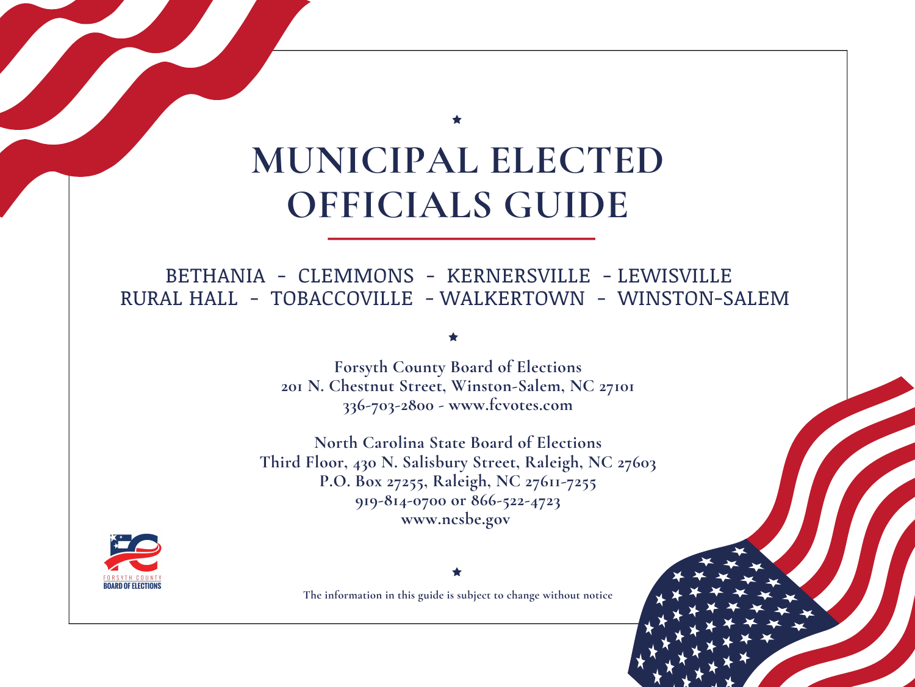# MUNICIPAL ELECTED OFFICIALS GUIDE

BETHANIA - CLEMMONS - KERNERSVILLE - LEWISVILLE
RURAL HALL - TOBACCOVILLE - WALKERTOWN - WINSTON-SALEM

**Forsyth County Board of Elections**
**201 N. Chestnut Street, Winston-Salem, NC 27101**
**336-703-2800 - www.fcvotes.com**

**North Carolina State Board of Elections**
**Third Floor, 430 N. Salisbury Street, Raleigh, NC 27603**
**P.O. Box 27255, Raleigh, NC 27611-7255**
**919-814-0700 or 866-522-4723**
**www.ncsbe.gov**

FORSYTH COUNTY
BOARD OF ELECTIONS

**The information in this guide is subject to change without notice**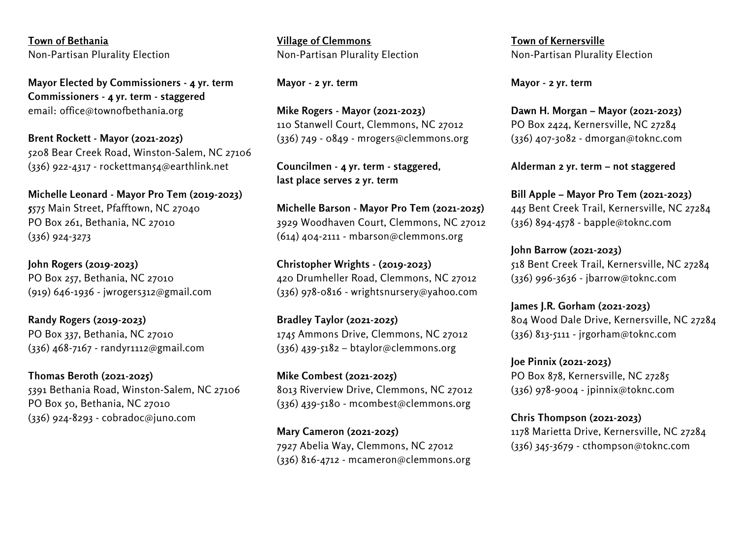**Town of Bethania**
Non-Partisan Plurality Election

**Mayor Elected by Commissioners - 4 yr. term**
**Commissioners - 4 yr. term - staggered**
email: office@townofbethania.org

**Brent Rockett - Mayor (2021-2025)**
5208 Bear Creek Road, Winston-Salem, NC 27106
(336) 922-4317 - rockettman54@earthlink.net

**Michelle Leonard - Mayor Pro Tem (2019-2023)**
5575 Main Street, Pfafftown, NC 27040
PO Box 261, Bethania, NC 27010
(336) 924-3273

**John Rogers (2019-2023)**
PO Box 257, Bethania, NC 27010
(919) 646-1936 - jwrogers312@gmail.com

**Randy Rogers (2019-2023)**
PO Box 337, Bethania, NC 27010
(336) 468-7167 - randyr1112@gmail.com

**Thomas Beroth (2021-2025)**
5391 Bethania Road, Winston-Salem, NC 27106
PO Box 50, Bethania, NC 27010
(336) 924-8293 - cobradoc@juno.com

**Village of Clemmons**
Non-Partisan Plurality Election

**Mayor - 2 yr. term**

**Mike Rogers - Mayor (2021-2023)**
110 Stanwell Court, Clemmons, NC 27012
(336) 749 - 0849 - mrogers@clemmons.org

**Councilmen - 4 yr. term - staggered, last place serves 2 yr. term**

**Michelle Barson - Mayor Pro Tem (2021-2025)**
3929 Woodhaven Court, Clemmons, NC 27012
(614) 404-2111 - mbarson@clemmons.org

**Christopher Wrights - (2019-2023)**
420 Drumheller Road, Clemmons, NC 27012
(336) 978-0816 - wrightsnursery@yahoo.com

**Bradley Taylor (2021-2025)**
1745 Ammons Drive, Clemmons, NC 27012
(336) 439-5182 – btaylor@clemmons.org

**Mike Combest (2021-2025)**
8013 Riverview Drive, Clemmons, NC 27012
(336) 439-5180 - mcombest@clemmons.org

**Mary Cameron (2021-2025)**
7927 Abelia Way, Clemmons, NC 27012
(336) 816-4712 - mcameron@clemmons.org

**Town of Kernersville**
Non-Partisan Plurality Election

**Mayor - 2 yr. term**

**Dawn H. Morgan – Mayor (2021-2023)**
PO Box 2424, Kernersville, NC 27284
(336) 407-3082 - dmorgan@toknc.com

**Alderman 2 yr. term – not staggered**

**Bill Apple – Mayor Pro Tem (2021-2023)**
445 Bent Creek Trail, Kernersville, NC 27284
(336) 894-4578 - bapple@toknc.com

**John Barrow (2021-2023)**
518 Bent Creek Trail, Kernersville, NC 27284
(336) 996-3636 - jbarrow@toknc.com

**James J.R. Gorham (2021-2023)**
804 Wood Dale Drive, Kernersville, NC 27284
(336) 813-5111 - jrgorham@toknc.com

**Joe Pinnix (2021-2023)**
PO Box 878, Kernersville, NC 27285
(336) 978-9004 - jpinnix@toknc.com

**Chris Thompson (2021-2023)**
1178 Marietta Drive, Kernersville, NC 27284
(336) 345-3679 - cthompson@toknc.com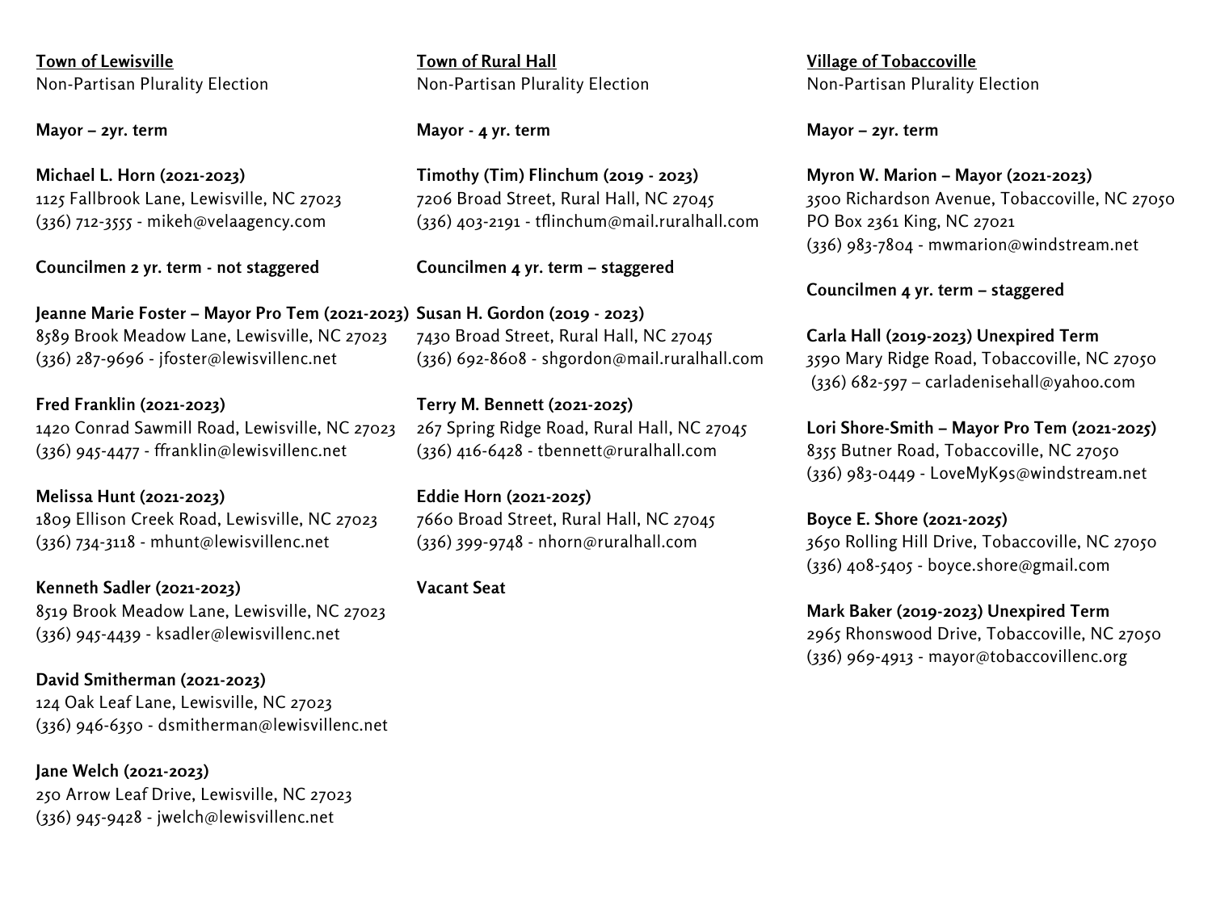**Town of Lewisville**
Non-Partisan Plurality Election

**Mayor – 2yr. term**

**Michael L. Horn (2021-2023)**
1125 Fallbrook Lane, Lewisville, NC 27023
(336) 712-3555 - mikeh@velaagency.com

**Councilmen 2 yr. term - not staggered**

**Jeanne Marie Foster – Mayor Pro Tem (2021-2023)**
8589 Brook Meadow Lane, Lewisville, NC 27023
(336) 287-9696 - jfoster@lewisvillenc.net

**Fred Franklin (2021-2023)**
1420 Conrad Sawmill Road, Lewisville, NC 27023
(336) 945-4477 - ffranklin@lewisvillenc.net

**Melissa Hunt (2021-2023)**
1809 Ellison Creek Road, Lewisville, NC 27023
(336) 734-3118 - mhunt@lewisvillenc.net

**Kenneth Sadler (2021-2023)**
8519 Brook Meadow Lane, Lewisville, NC 27023
(336) 945-4439 - ksadler@lewisvillenc.net

**David Smitherman (2021-2023)**
124 Oak Leaf Lane, Lewisville, NC 27023
(336) 946-6350 - dsmitherman@lewisvillenc.net

**Jane Welch (2021-2023)**
250 Arrow Leaf Drive, Lewisville, NC 27023
(336) 945-9428 - jwelch@lewisvillenc.net

**Town of Rural Hall**
Non-Partisan Plurality Election

**Mayor - 4 yr. term**

**Timothy (Tim) Flinchum (2019 - 2023)**
7206 Broad Street, Rural Hall, NC 27045
(336) 403-2191 - tflinchum@mail.ruralhall.com

**Councilmen 4 yr. term – staggered**

**Susan H. Gordon (2019 - 2023)**
7430 Broad Street, Rural Hall, NC 27045
(336) 692-8608 - shgordon@mail.ruralhall.com

**Terry M. Bennett (2021-2025)**
267 Spring Ridge Road, Rural Hall, NC 27045
(336) 416-6428 - tbennett@ruralhall.com

**Eddie Horn (2021-2025)**
7660 Broad Street, Rural Hall, NC 27045
(336) 399-9748 - nhorn@ruralhall.com

**Vacant Seat**

**Village of Tobaccoville**
Non-Partisan Plurality Election

**Mayor – 2yr. term**

**Myron W. Marion – Mayor (2021-2023)**
3500 Richardson Avenue, Tobaccoville, NC 27050
PO Box 2361 King, NC 27021
(336) 983-7804 - mwmarion@windstream.net

**Councilmen 4 yr. term – staggered**

**Carla Hall (2019-2023) Unexpired Term**
3590 Mary Ridge Road, Tobaccoville, NC 27050
(336) 682-597 – carladenisehall@yahoo.com

**Lori Shore-Smith – Mayor Pro Tem (2021-2025)**
8355 Butner Road, Tobaccoville, NC 27050
(336) 983-0449 - LoveMyK9s@windstream.net

**Boyce E. Shore (2021-2025)**
3650 Rolling Hill Drive, Tobaccoville, NC 27050
(336) 408-5405 - boyce.shore@gmail.com

**Mark Baker (2019-2023) Unexpired Term**
2965 Rhonswood Drive, Tobaccoville, NC 27050
(336) 969-4913 - mayor@tobaccovillenc.org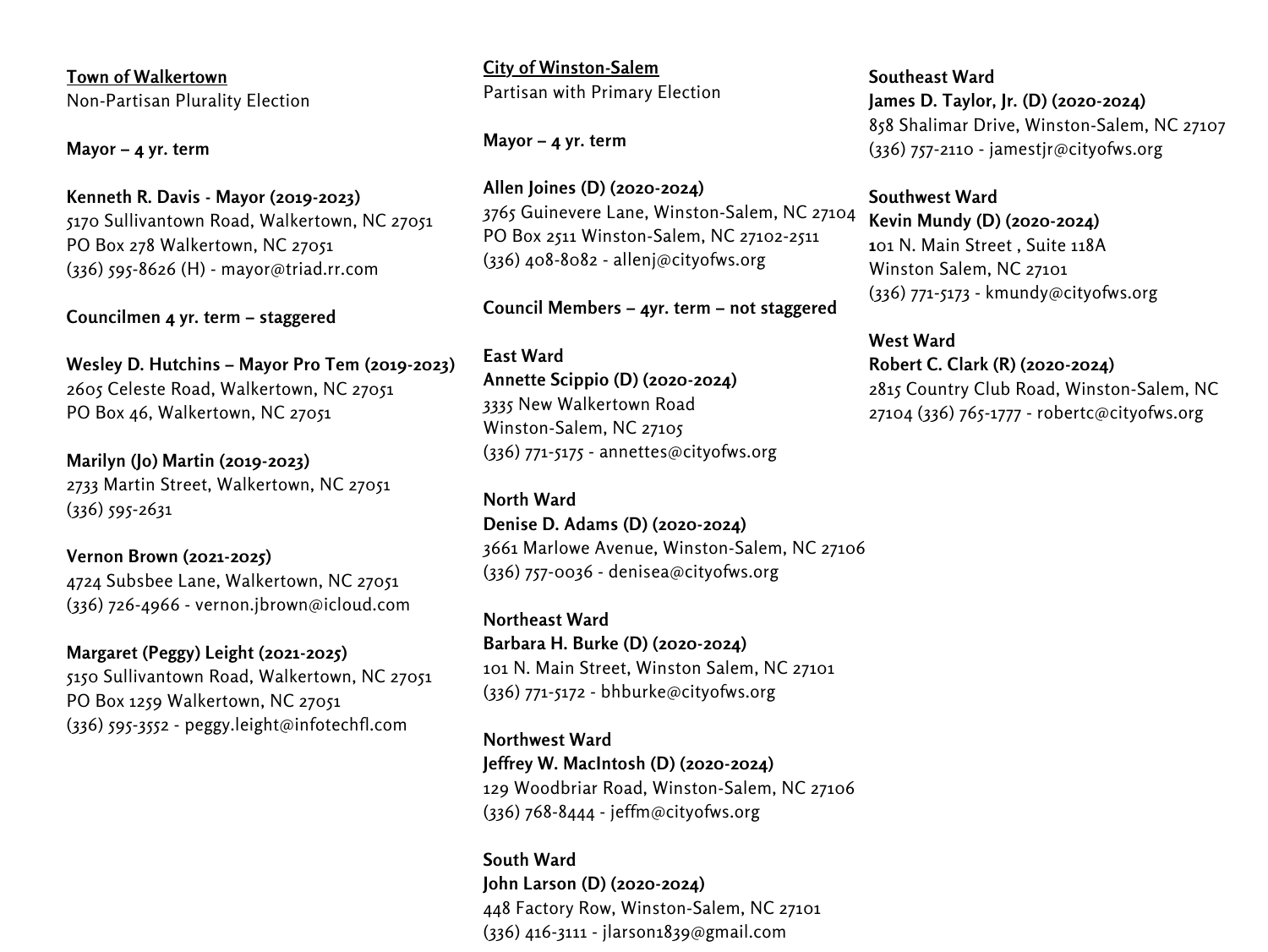**Town of Walkertown**
Non-Partisan Plurality Election

**Mayor – 4 yr. term**

**Kenneth R. Davis - Mayor (2019-2023)**
5170 Sullivantown Road, Walkertown, NC 27051
PO Box 278 Walkertown, NC 27051
(336) 595-8626 (H) - mayor@triad.rr.com

**Councilmen 4 yr. term – staggered**

**Wesley D. Hutchins – Mayor Pro Tem (2019-2023)**
2605 Celeste Road, Walkertown, NC 27051
PO Box 46, Walkertown, NC 27051

**Marilyn (Jo) Martin (2019-2023)**
2733 Martin Street, Walkertown, NC 27051
(336) 595-2631

**Vernon Brown (2021-2025)**
4724 Subsbee Lane, Walkertown, NC 27051
(336) 726-4966 - vernon.jbrown@icloud.com

**Margaret (Peggy) Leight (2021-2025)**
5150 Sullivantown Road, Walkertown, NC 27051
PO Box 1259 Walkertown, NC 27051
(336) 595-3552 - peggy.leight@infotechfl.com

**City of Winston-Salem**
Partisan with Primary Election

**Mayor – 4 yr. term**

**Allen Joines (D) (2020-2024)**
3765 Guinevere Lane, Winston-Salem, NC 27104
PO Box 2511 Winston-Salem, NC 27102-2511
(336) 408-8082 - allenj@cityofws.org

**Council Members – 4yr. term – not staggered**

**East Ward**
**Annette Scippio (D) (2020-2024)**
3335 New Walkertown Road
Winston-Salem, NC 27105
(336) 771-5175 - annettes@cityofws.org

**North Ward**
**Denise D. Adams (D) (2020-2024)**
3661 Marlowe Avenue, Winston-Salem, NC 27106
(336) 757-0036 - denisea@cityofws.org

**Northeast Ward**
**Barbara H. Burke (D) (2020-2024)**
101 N. Main Street, Winston Salem, NC 27101
(336) 771-5172 - bhburke@cityofws.org

**Northwest Ward**
**Jeffrey W. MacIntosh (D) (2020-2024)**
129 Woodbriar Road, Winston-Salem, NC 27106
(336) 768-8444 - jeffm@cityofws.org

**South Ward**
**John Larson (D) (2020-2024)**
448 Factory Row, Winston-Salem, NC 27101
(336) 416-3111 - jlarson1839@gmail.com

**Southeast Ward**
**James D. Taylor, Jr. (D) (2020-2024)**
858 Shalimar Drive, Winston-Salem, NC 27107
(336) 757-2110 - jamestjr@cityofws.org

**Southwest Ward**
**Kevin Mundy (D) (2020-2024)**
101 N. Main Street , Suite 118A
Winston Salem, NC 27101
(336) 771-5173 - kmundy@cityofws.org

**West Ward**
**Robert C. Clark (R) (2020-2024)**
2815 Country Club Road, Winston-Salem, NC 27104 (336) 765-1777 - robertc@cityofws.org